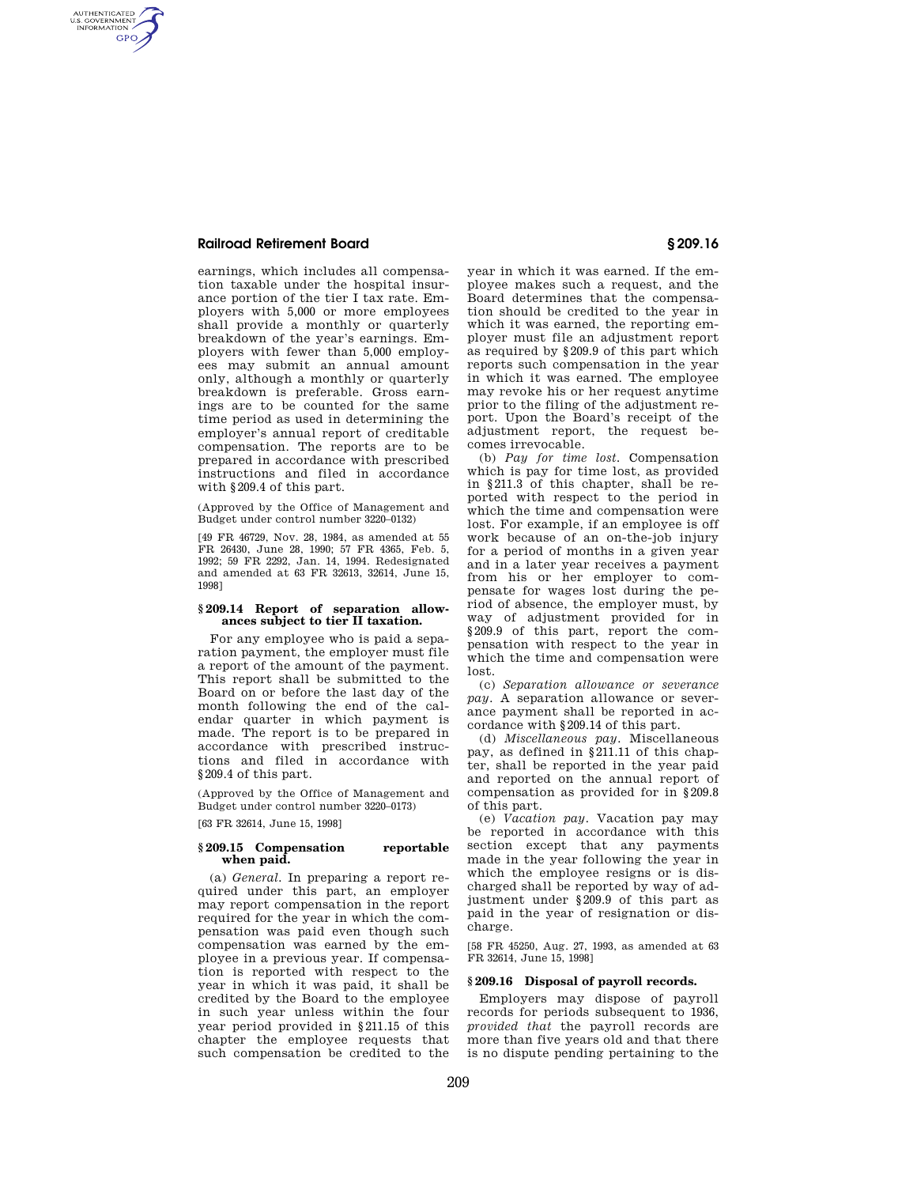earnings, which includes all compensation taxable under the hospital insurance portion of the tier I tax rate. Employers with 5,000 or more employees shall provide a monthly or quarterly breakdown of the year's earnings. Employers with fewer than 5,000 employees may submit an annual amount only, although a monthly or quarterly breakdown is preferable. Gross earnings are to be counted for the same time period as used in determining the employer's annual report of creditable compensation. The reports are to be prepared in accordance with prescribed instructions and filed in accordance with §209.4 of this part.

(Approved by the Office of Management and Budget under control number 3220–0132)

[49 FR 46729, Nov. 28, 1984, as amended at 55 FR 26430, June 28, 1990; 57 FR 4365, Feb. 5, 1992; 59 FR 2292, Jan. 14, 1994. Redesignated and amended at 63 FR 32613, 32614, June 15, 1998]

### §209.14 Report of separation allowances subject to tier II taxation.

For any employee who is paid a separation payment, the employer must file a report of the amount of the payment. This report shall be submitted to the Board on or before the last day of the month following the end of the calendar quarter in which payment is made. The report is to be prepared in accordance with prescribed instructions and filed in accordance with §209.4 of this part.

(Approved by the Office of Management and Budget under control number 3220–0173)

[63 FR 32614, June 15, 1998]

### §209.15 Compensation reportable when paid.

(a) *General.* In preparing a report required under this part, an employer may report compensation in the report required for the year in which the compensation was paid even though such compensation was earned by the employee in a previous year. If compensation is reported with respect to the year in which it was paid, it shall be credited by the Board to the employee in such year unless within the four year period provided in §211.15 of this chapter the employee requests that such compensation be credited to the year in which it was earned. If the employee makes such a request, and the Board determines that the compensation should be credited to the year in which it was earned, the reporting employer must file an adjustment report as required by §209.9 of this part which reports such compensation in the year in which it was earned. The employee may revoke his or her request anytime prior to the filing of the adjustment report. Upon the Board's receipt of the adjustment report, the request becomes irrevocable.

(b) *Pay for time lost.* Compensation which is pay for time lost, as provided in §211.3 of this chapter, shall be reported with respect to the period in which the time and compensation were lost. For example, if an employee is off work because of an on-the-job injury for a period of months in a given year and in a later year receives a payment from his or her employer to compensate for wages lost during the period of absence, the employer must, by way of adjustment provided for in §209.9 of this part, report the compensation with respect to the year in which the time and compensation were lost.

(c) *Separation allowance or severance pay.* A separation allowance or severance payment shall be reported in accordance with §209.14 of this part.

(d) *Miscellaneous pay.* Miscellaneous pay, as defined in §211.11 of this chapter, shall be reported in the year paid and reported on the annual report of compensation as provided for in §209.8 of this part.

(e) *Vacation pay.* Vacation pay may be reported in accordance with this section except that any payments made in the year following the year in which the employee resigns or is discharged shall be reported by way of adjustment under §209.9 of this part as paid in the year of resignation or discharge.

[58 FR 45250, Aug. 27, 1993, as amended at 63 FR 32614, June 15, 1998]

### §209.16 Disposal of payroll records.

Employers may dispose of payroll records for periods subsequent to 1936, *provided that* the payroll records are more than five years old and that there is no dispute pending pertaining to the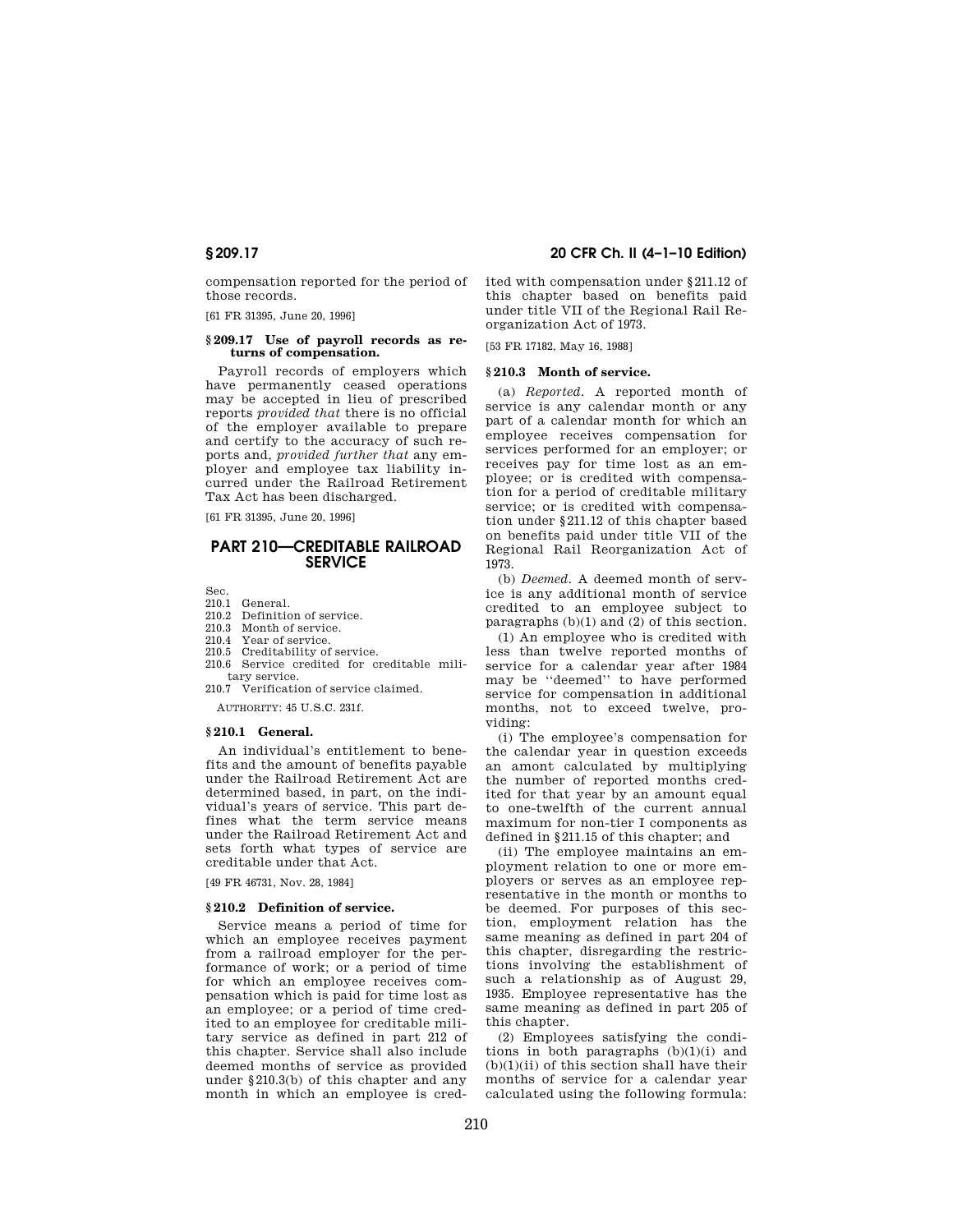compensation reported for the period of those records.

[61 FR 31395, June 20, 1996]

#### § 209.17 Use of payroll records as returns of compensation.

Payroll records of employers which have permanently ceased operations may be accepted in lieu of prescribed reports *provided that* there is no official of the employer available to prepare and certify to the accuracy of such reports and, *provided further that* any employer and employee tax liability incurred under the Railroad Retirement Tax Act has been discharged.

[61 FR 31395, June 20, 1996]

## PART 210—CREDITABLE RAILROAD SERVICE

Sec.
210.1 General.
210.2 Definition of service.
210.3 Month of service.
210.4 Year of service.
210.5 Creditability of service.
210.6 Service credited for creditable military service.
210.7 Verification of service claimed.

AUTHORITY: 45 U.S.C. 231f.

#### § 210.1 General.

An individual's entitlement to benefits and the amount of benefits payable under the Railroad Retirement Act are determined based, in part, on the individual's years of service. This part defines what the term service means under the Railroad Retirement Act and sets forth what types of service are creditable under that Act.

[49 FR 46731, Nov. 28, 1984]

#### § 210.2 Definition of service.

Service means a period of time for which an employee receives payment from a railroad employer for the performance of work; or a period of time for which an employee receives compensation which is paid for time lost as an employee; or a period of time credited to an employee for creditable military service as defined in part 212 of this chapter. Service shall also include deemed months of service as provided under §210.3(b) of this chapter and any month in which an employee is credited with compensation under §211.12 of this chapter based on benefits paid under title VII of the Regional Rail Reorganization Act of 1973.

[53 FR 17182, May 16, 1988]

#### § 210.3 Month of service.

(a) *Reported*. A reported month of service is any calendar month or any part of a calendar month for which an employee receives compensation for services performed for an employer; or receives pay for time lost as an employee; or is credited with compensation for a period of creditable military service; or is credited with compensation under §211.12 of this chapter based on benefits paid under title VII of the Regional Rail Reorganization Act of 1973.

(b) *Deemed*. A deemed month of service is any additional month of service credited to an employee subject to paragraphs (b)(1) and (2) of this section.

(1) An employee who is credited with less than twelve reported months of service for a calendar year after 1984 may be ''deemed'' to have performed service for compensation in additional months, not to exceed twelve, providing:

(i) The employee's compensation for the calendar year in question exceeds an amont calculated by multiplying the number of reported months credited for that year by an amount equal to one-twelfth of the current annual maximum for non-tier I components as defined in §211.15 of this chapter; and

(ii) The employee maintains an employment relation to one or more employers or serves as an employee representative in the month or months to be deemed. For purposes of this section, employment relation has the same meaning as defined in part 204 of this chapter, disregarding the restrictions involving the establishment of such a relationship as of August 29, 1935. Employee representative has the same meaning as defined in part 205 of this chapter.

(2) Employees satisfying the conditions in both paragraphs (b)(1)(i) and (b)(1)(ii) of this section shall have their months of service for a calendar year calculated using the following formula: